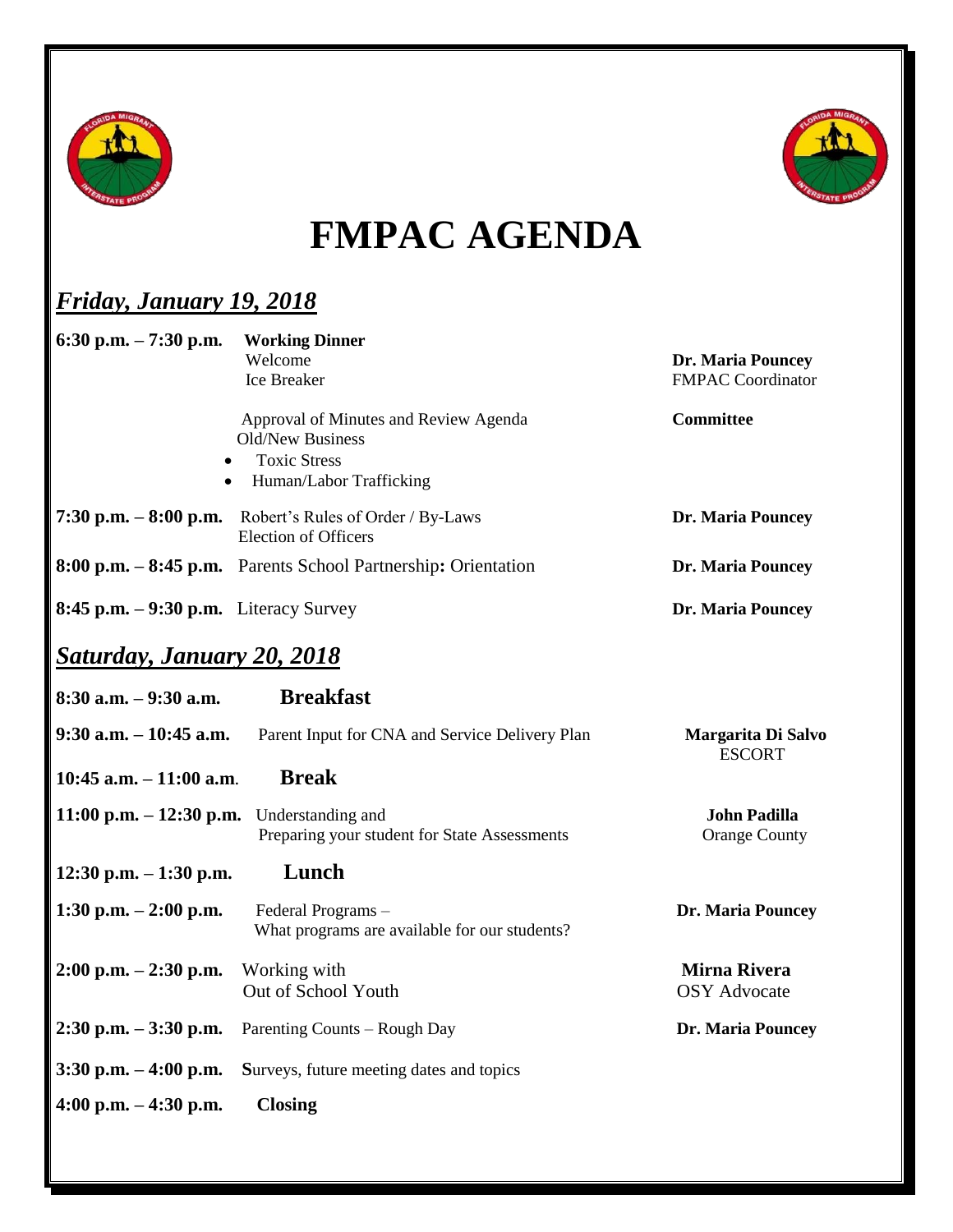# FMPAC AGENDA

## *Friday, January 19, 2018*

| Time | Session | Presenter |
|---|---|---|
| **6:30 p.m. – 7:30 p.m.** | **Working Dinner**<br>Welcome<br>Ice Breaker | **Dr. Maria Pouncey**<br>FMPAC Coordinator |
| | Approval of Minutes and Review Agenda<br>Old/New Business<br>• Toxic Stress<br>• Human/Labor Trafficking | **Committee** |
| **7:30 p.m. – 8:00 p.m.** | Robert's Rules of Order / By-Laws<br>Election of Officers | **Dr. Maria Pouncey** |
| **8:00 p.m. – 8:45 p.m.** | Parents School Partnership**:** Orientation | **Dr. Maria Pouncey** |
| **8:45 p.m. – 9:30 p.m.** | Literacy Survey | **Dr. Maria Pouncey** |

## *Saturday, January 20, 2018*

| Time | Session | Presenter |
|---|---|---|
| **8:30 a.m. – 9:30 a.m.** | **Breakfast** | |
| **9:30 a.m. – 10:45 a.m.** | Parent Input for CNA and Service Delivery Plan | **Margarita Di Salvo**<br>ESCORT |
| **10:45 a.m. – 11:00 a.m.** | **Break** | |
| **11:00 p.m. – 12:30 p.m.** | Understanding and<br>Preparing your student for State Assessments | **John Padilla**<br>Orange County |
| **12:30 p.m. – 1:30 p.m.** | **Lunch** | |
| **1:30 p.m. – 2:00 p.m.** | Federal Programs –<br>What programs are available for our students? | **Dr. Maria Pouncey** |
| **2:00 p.m. – 2:30 p.m.** | Working with<br>Out of School Youth | **Mirna Rivera**<br>OSY Advocate |
| **2:30 p.m. – 3:30 p.m.** | Parenting Counts – Rough Day | **Dr. Maria Pouncey** |
| **3:30 p.m. – 4:00 p.m.** | **S**urveys, future meeting dates and topics | |
| **4:00 p.m. – 4:30 p.m.** | **Closing** | |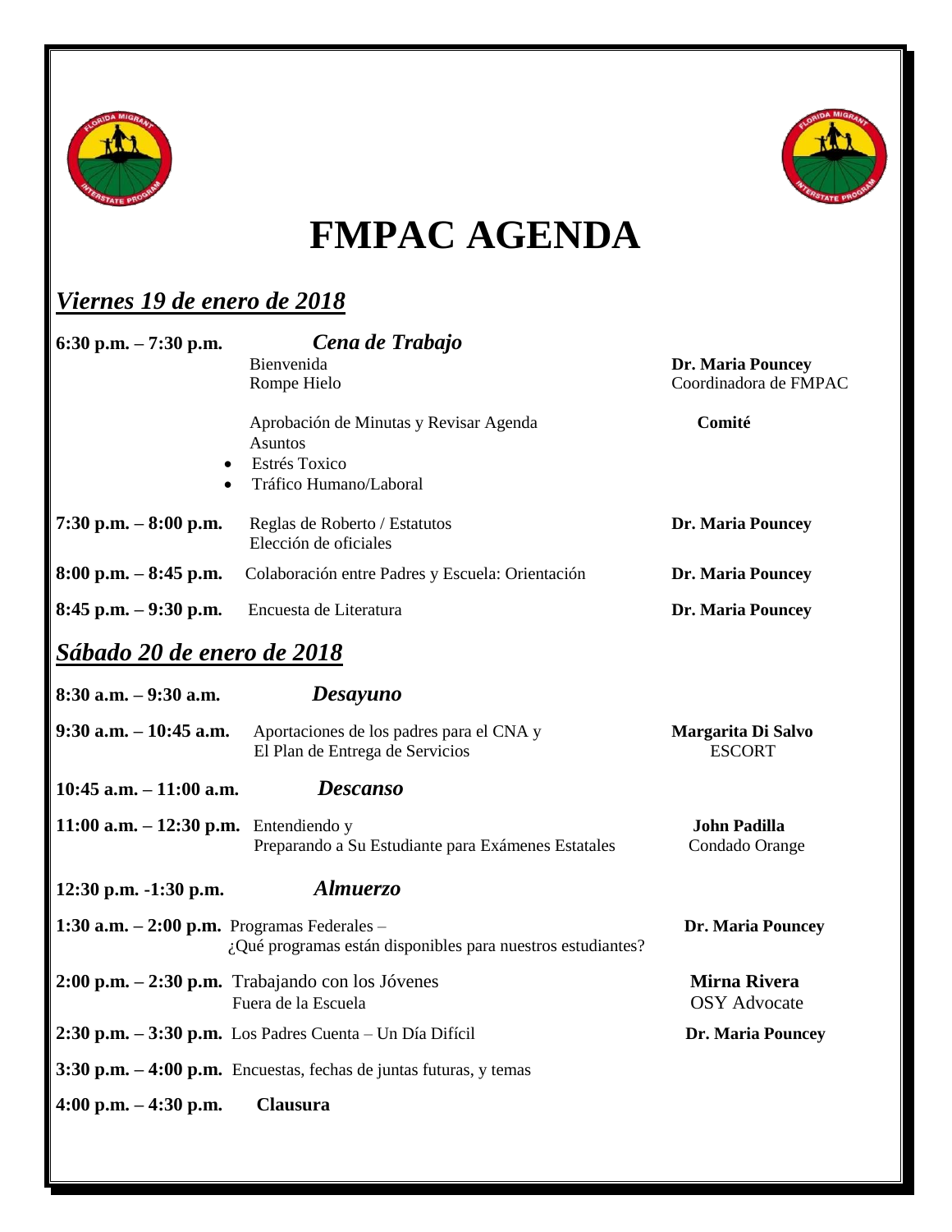# FMPAC AGENDA

## *Viernes 19 de enero de 2018*

| | | |
|---|---|---|
| **6:30 p.m. – 7:30 p.m.** | ***Cena de Trabajo*** | |
| | Bienvenida<br>Rompe Hielo | **Dr. Maria Pouncey**<br>Coordinadora de FMPAC |
| | Aprobación de Minutas y Revisar Agenda<br>Asuntos<br>• Estrés Toxico<br>• Tráfico Humano/Laboral | **Comité** |
| **7:30 p.m. – 8:00 p.m.** | Reglas de Roberto / Estatutos<br>Elección de oficiales | **Dr. Maria Pouncey** |
| **8:00 p.m. – 8:45 p.m.** | Colaboración entre Padres y Escuela: Orientación | **Dr. Maria Pouncey** |
| **8:45 p.m. – 9:30 p.m.** | Encuesta de Literatura | **Dr. Maria Pouncey** |

## *Sábado 20 de enero de 2018*

| | | |
|---|---|---|
| **8:30 a.m. – 9:30 a.m.** | ***Desayuno*** | |
| **9:30 a.m. – 10:45 a.m.** | Aportaciones de los padres para el CNA y<br>El Plan de Entrega de Servicios | **Margarita Di Salvo**<br>ESCORT |
| **10:45 a.m. – 11:00 a.m.** | ***Descanso*** | |
| **11:00 a.m. – 12:30 p.m.** | Entendiendo y<br>Preparando a Su Estudiante para Exámenes Estatales | **John Padilla**<br>Condado Orange |
| **12:30 p.m. -1:30 p.m.** | ***Almuerzo*** | |
| **1:30 a.m. – 2:00 p.m.** | Programas Federales –<br>¿Qué programas están disponibles para nuestros estudiantes? | **Dr. Maria Pouncey** |
| **2:00 p.m. – 2:30 p.m.** | Trabajando con los Jóvenes<br>Fuera de la Escuela | **Mirna Rivera**<br>OSY Advocate |
| **2:30 p.m. – 3:30 p.m.** | Los Padres Cuenta – Un Día Difícil | **Dr. Maria Pouncey** |
| **3:30 p.m. – 4:00 p.m.** | Encuestas, fechas de juntas futuras, y temas | |
| **4:00 p.m. – 4:30 p.m.** | **Clausura** | |